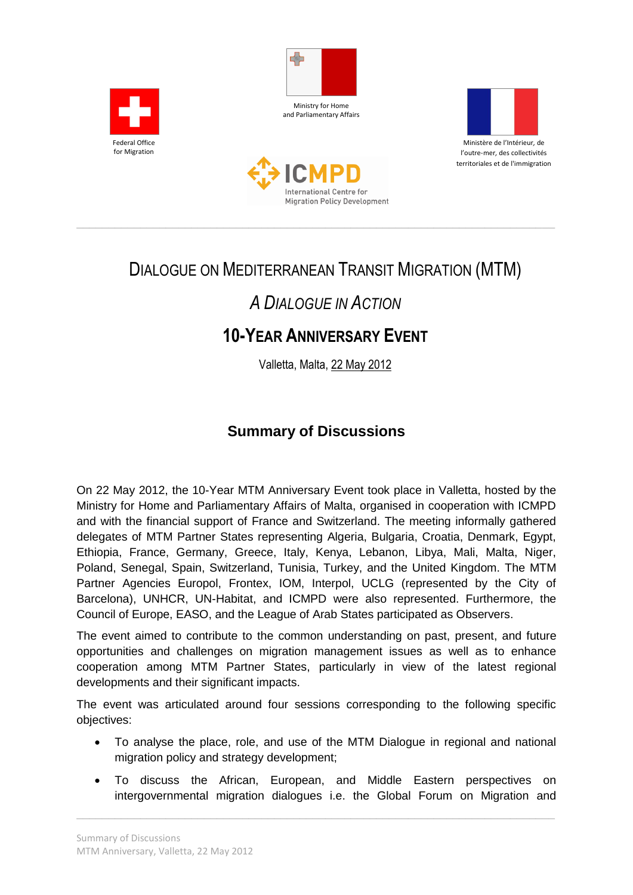Federal Office for Migration

Ministry for Home and Parliamentary Affairs

Ministère de l'Intérieur, de l'outre-mer, des collectivités territoriales et de l'immigration

ICMPD
International Centre for Migration Policy Development

# DIALOGUE ON MEDITERRANEAN TRANSIT MIGRATION (MTM)

## *A DIALOGUE IN ACTION*

## 10-YEAR ANNIVERSARY EVENT

Valletta, Malta, 22 May 2012

## Summary of Discussions

On 22 May 2012, the 10-Year MTM Anniversary Event took place in Valletta, hosted by the Ministry for Home and Parliamentary Affairs of Malta, organised in cooperation with ICMPD and with the financial support of France and Switzerland. The meeting informally gathered delegates of MTM Partner States representing Algeria, Bulgaria, Croatia, Denmark, Egypt, Ethiopia, France, Germany, Greece, Italy, Kenya, Lebanon, Libya, Mali, Malta, Niger, Poland, Senegal, Spain, Switzerland, Tunisia, Turkey, and the United Kingdom. The MTM Partner Agencies Europol, Frontex, IOM, Interpol, UCLG (represented by the City of Barcelona), UNHCR, UN-Habitat, and ICMPD were also represented. Furthermore, the Council of Europe, EASO, and the League of Arab States participated as Observers.

The event aimed to contribute to the common understanding on past, present, and future opportunities and challenges on migration management issues as well as to enhance cooperation among MTM Partner States, particularly in view of the latest regional developments and their significant impacts.

The event was articulated around four sessions corresponding to the following specific objectives:

- To analyse the place, role, and use of the MTM Dialogue in regional and national migration policy and strategy development;
- To discuss the African, European, and Middle Eastern perspectives on intergovernmental migration dialogues i.e. the Global Forum on Migration and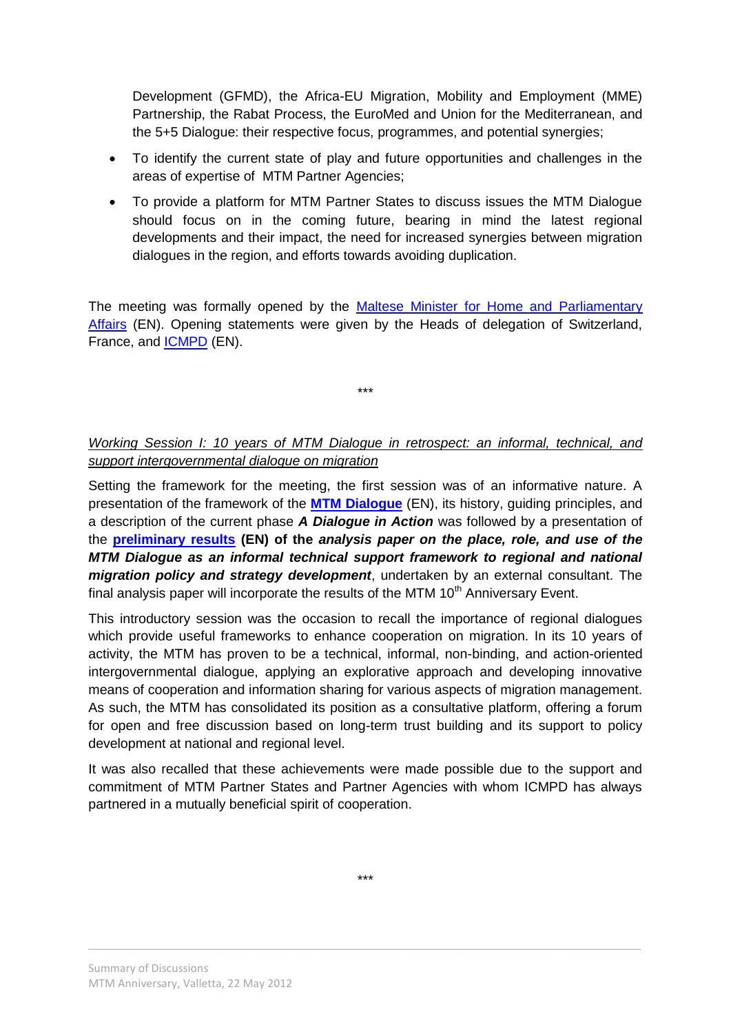Development (GFMD), the Africa-EU Migration, Mobility and Employment (MME) Partnership, the Rabat Process, the EuroMed and Union for the Mediterranean, and the 5+5 Dialogue: their respective focus, programmes, and potential synergies;

- To identify the current state of play and future opportunities and challenges in the areas of expertise of MTM Partner Agencies;
- To provide a platform for MTM Partner States to discuss issues the MTM Dialogue should focus on in the coming future, bearing in mind the latest regional developments and their impact, the need for increased synergies between migration dialogues in the region, and efforts towards avoiding duplication.

The meeting was formally opened by the Maltese Minister for Home and Parliamentary Affairs (EN). Opening statements were given by the Heads of delegation of Switzerland, France, and ICMPD (EN).

\*\*\*

*Working Session I: 10 years of MTM Dialogue in retrospect: an informal, technical, and support intergovernmental dialogue on migration*

Setting the framework for the meeting, the first session was of an informative nature. A presentation of the framework of the **MTM Dialogue** (EN), its history, guiding principles, and a description of the current phase ***A Dialogue in Action*** was followed by a presentation of the **preliminary results (EN) of the *analysis paper on the place, role, and use of the MTM Dialogue as an informal technical support framework to regional and national migration policy and strategy development***, undertaken by an external consultant. The final analysis paper will incorporate the results of the MTM 10th Anniversary Event.

This introductory session was the occasion to recall the importance of regional dialogues which provide useful frameworks to enhance cooperation on migration. In its 10 years of activity, the MTM has proven to be a technical, informal, non-binding, and action-oriented intergovernmental dialogue, applying an explorative approach and developing innovative means of cooperation and information sharing for various aspects of migration management. As such, the MTM has consolidated its position as a consultative platform, offering a forum for open and free discussion based on long-term trust building and its support to policy development at national and regional level.

It was also recalled that these achievements were made possible due to the support and commitment of MTM Partner States and Partner Agencies with whom ICMPD has always partnered in a mutually beneficial spirit of cooperation.

\*\*\*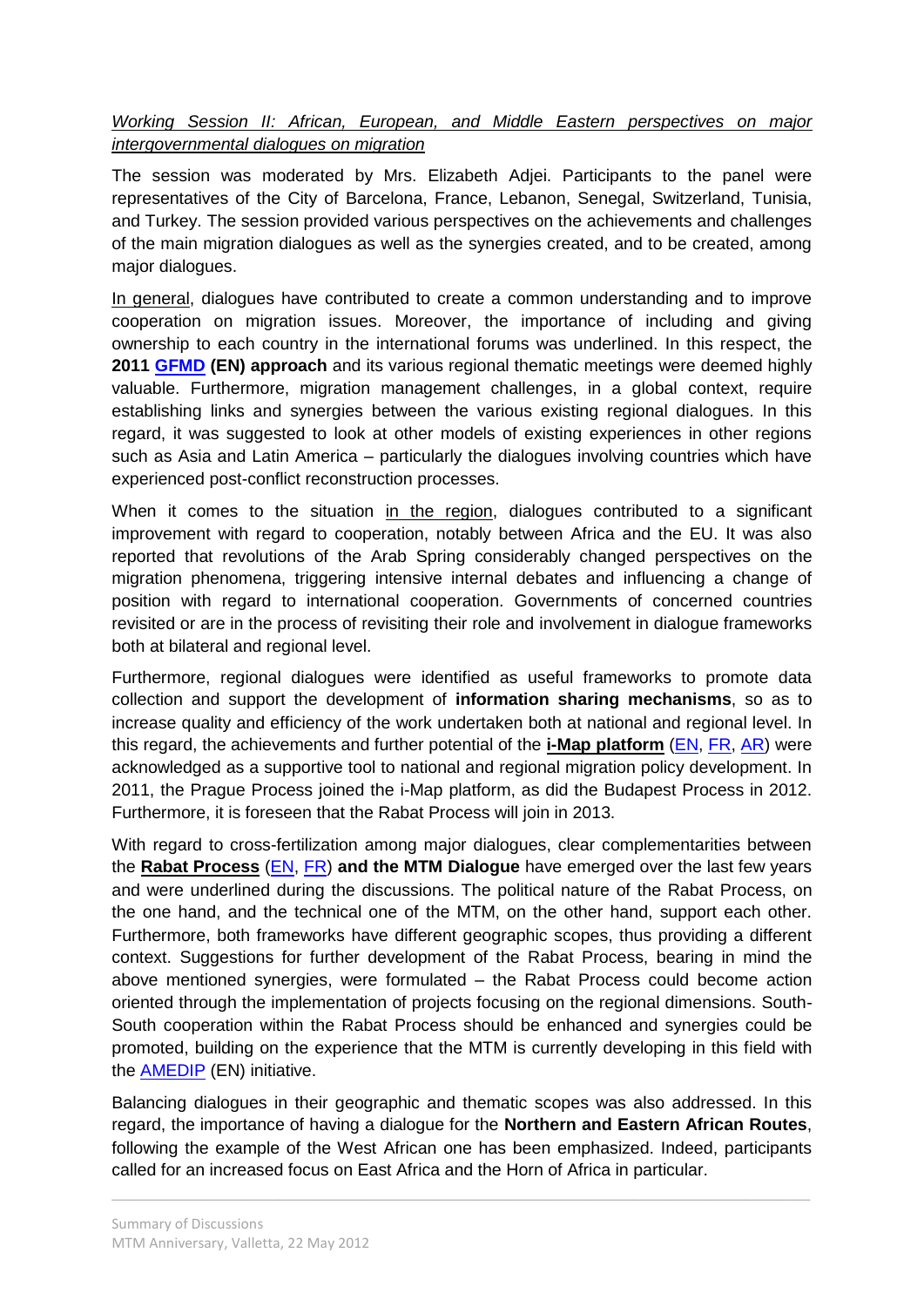*Working Session II: African, European, and Middle Eastern perspectives on major intergovernmental dialogues on migration*

The session was moderated by Mrs. Elizabeth Adjei. Participants to the panel were representatives of the City of Barcelona, France, Lebanon, Senegal, Switzerland, Tunisia, and Turkey. The session provided various perspectives on the achievements and challenges of the main migration dialogues as well as the synergies created, and to be created, among major dialogues.

In general, dialogues have contributed to create a common understanding and to improve cooperation on migration issues. Moreover, the importance of including and giving ownership to each country in the international forums was underlined. In this respect, the **2011 GFMD (EN) approach** and its various regional thematic meetings were deemed highly valuable. Furthermore, migration management challenges, in a global context, require establishing links and synergies between the various existing regional dialogues. In this regard, it was suggested to look at other models of existing experiences in other regions such as Asia and Latin America – particularly the dialogues involving countries which have experienced post-conflict reconstruction processes.

When it comes to the situation in the region, dialogues contributed to a significant improvement with regard to cooperation, notably between Africa and the EU. It was also reported that revolutions of the Arab Spring considerably changed perspectives on the migration phenomena, triggering intensive internal debates and influencing a change of position with regard to international cooperation. Governments of concerned countries revisited or are in the process of revisiting their role and involvement in dialogue frameworks both at bilateral and regional level.

Furthermore, regional dialogues were identified as useful frameworks to promote data collection and support the development of **information sharing mechanisms**, so as to increase quality and efficiency of the work undertaken both at national and regional level. In this regard, the achievements and further potential of the **i-Map platform** (EN, FR, AR) were acknowledged as a supportive tool to national and regional migration policy development. In 2011, the Prague Process joined the i-Map platform, as did the Budapest Process in 2012. Furthermore, it is foreseen that the Rabat Process will join in 2013.

With regard to cross-fertilization among major dialogues, clear complementarities between the **Rabat Process** (EN, FR) **and the MTM Dialogue** have emerged over the last few years and were underlined during the discussions. The political nature of the Rabat Process, on the one hand, and the technical one of the MTM, on the other hand, support each other. Furthermore, both frameworks have different geographic scopes, thus providing a different context. Suggestions for further development of the Rabat Process, bearing in mind the above mentioned synergies, were formulated – the Rabat Process could become action oriented through the implementation of projects focusing on the regional dimensions. South-South cooperation within the Rabat Process should be enhanced and synergies could be promoted, building on the experience that the MTM is currently developing in this field with the AMEDIP (EN) initiative.

Balancing dialogues in their geographic and thematic scopes was also addressed. In this regard, the importance of having a dialogue for the **Northern and Eastern African Routes**, following the example of the West African one has been emphasized. Indeed, participants called for an increased focus on East Africa and the Horn of Africa in particular.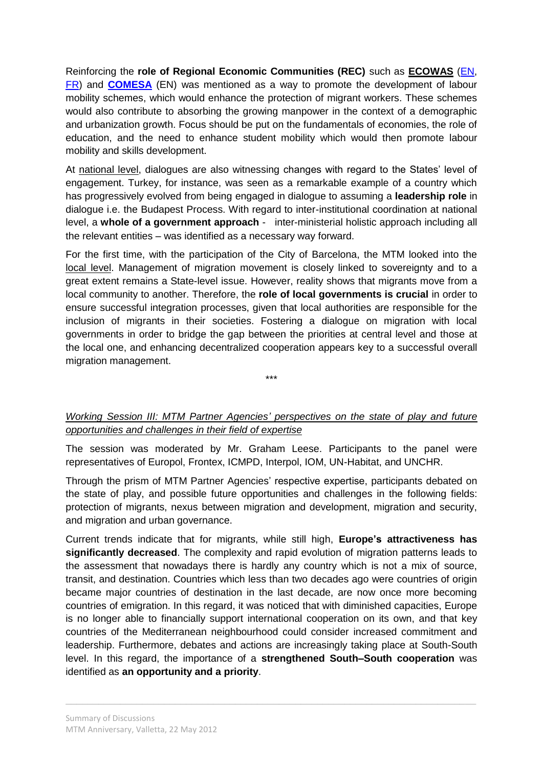Reinforcing the **role of Regional Economic Communities (REC)** such as **ECOWAS** (EN, FR) and **COMESA** (EN) was mentioned as a way to promote the development of labour mobility schemes, which would enhance the protection of migrant workers. These schemes would also contribute to absorbing the growing manpower in the context of a demographic and urbanization growth. Focus should be put on the fundamentals of economies, the role of education, and the need to enhance student mobility which would then promote labour mobility and skills development.

At national level, dialogues are also witnessing changes with regard to the States' level of engagement. Turkey, for instance, was seen as a remarkable example of a country which has progressively evolved from being engaged in dialogue to assuming a **leadership role** in dialogue i.e. the Budapest Process. With regard to inter-institutional coordination at national level, a **whole of a government approach** - inter-ministerial holistic approach including all the relevant entities – was identified as a necessary way forward.

For the first time, with the participation of the City of Barcelona, the MTM looked into the local level. Management of migration movement is closely linked to sovereignty and to a great extent remains a State-level issue. However, reality shows that migrants move from a local community to another. Therefore, the **role of local governments is crucial** in order to ensure successful integration processes, given that local authorities are responsible for the inclusion of migrants in their societies. Fostering a dialogue on migration with local governments in order to bridge the gap between the priorities at central level and those at the local one, and enhancing decentralized cooperation appears key to a successful overall migration management.

***

*Working Session III: MTM Partner Agencies' perspectives on the state of play and future opportunities and challenges in their field of expertise*

The session was moderated by Mr. Graham Leese. Participants to the panel were representatives of Europol, Frontex, ICMPD, Interpol, IOM, UN-Habitat, and UNCHR.

Through the prism of MTM Partner Agencies' respective expertise, participants debated on the state of play, and possible future opportunities and challenges in the following fields: protection of migrants, nexus between migration and development, migration and security, and migration and urban governance.

Current trends indicate that for migrants, while still high, **Europe's attractiveness has significantly decreased**. The complexity and rapid evolution of migration patterns leads to the assessment that nowadays there is hardly any country which is not a mix of source, transit, and destination. Countries which less than two decades ago were countries of origin became major countries of destination in the last decade, are now once more becoming countries of emigration. In this regard, it was noticed that with diminished capacities, Europe is no longer able to financially support international cooperation on its own, and that key countries of the Mediterranean neighbourhood could consider increased commitment and leadership. Furthermore, debates and actions are increasingly taking place at South-South level. In this regard, the importance of a **strengthened South–South cooperation** was identified as **an opportunity and a priority**.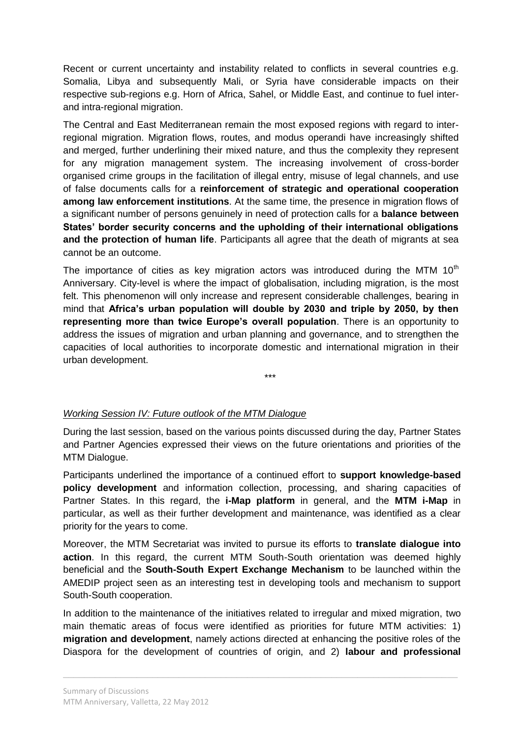Recent or current uncertainty and instability related to conflicts in several countries e.g. Somalia, Libya and subsequently Mali, or Syria have considerable impacts on their respective sub-regions e.g. Horn of Africa, Sahel, or Middle East, and continue to fuel inter- and intra-regional migration.

The Central and East Mediterranean remain the most exposed regions with regard to inter-regional migration. Migration flows, routes, and modus operandi have increasingly shifted and merged, further underlining their mixed nature, and thus the complexity they represent for any migration management system. The increasing involvement of cross-border organised crime groups in the facilitation of illegal entry, misuse of legal channels, and use of false documents calls for a **reinforcement of strategic and operational cooperation among law enforcement institutions**. At the same time, the presence in migration flows of a significant number of persons genuinely in need of protection calls for a **balance between States' border security concerns and the upholding of their international obligations and the protection of human life**. Participants all agree that the death of migrants at sea cannot be an outcome.

The importance of cities as key migration actors was introduced during the MTM 10th Anniversary. City-level is where the impact of globalisation, including migration, is the most felt. This phenomenon will only increase and represent considerable challenges, bearing in mind that **Africa's urban population will double by 2030 and triple by 2050, by then representing more than twice Europe's overall population**. There is an opportunity to address the issues of migration and urban planning and governance, and to strengthen the capacities of local authorities to incorporate domestic and international migration in their urban development.

\*\*\*

*Working Session IV: Future outlook of the MTM Dialogue*

During the last session, based on the various points discussed during the day, Partner States and Partner Agencies expressed their views on the future orientations and priorities of the MTM Dialogue.

Participants underlined the importance of a continued effort to **support knowledge-based policy development** and information collection, processing, and sharing capacities of Partner States. In this regard, the **i-Map platform** in general, and the **MTM i-Map** in particular, as well as their further development and maintenance, was identified as a clear priority for the years to come.

Moreover, the MTM Secretariat was invited to pursue its efforts to **translate dialogue into action**. In this regard, the current MTM South-South orientation was deemed highly beneficial and the **South-South Expert Exchange Mechanism** to be launched within the AMEDIP project seen as an interesting test in developing tools and mechanism to support South-South cooperation.

In addition to the maintenance of the initiatives related to irregular and mixed migration, two main thematic areas of focus were identified as priorities for future MTM activities: 1) **migration and development**, namely actions directed at enhancing the positive roles of the Diaspora for the development of countries of origin, and 2) **labour and professional**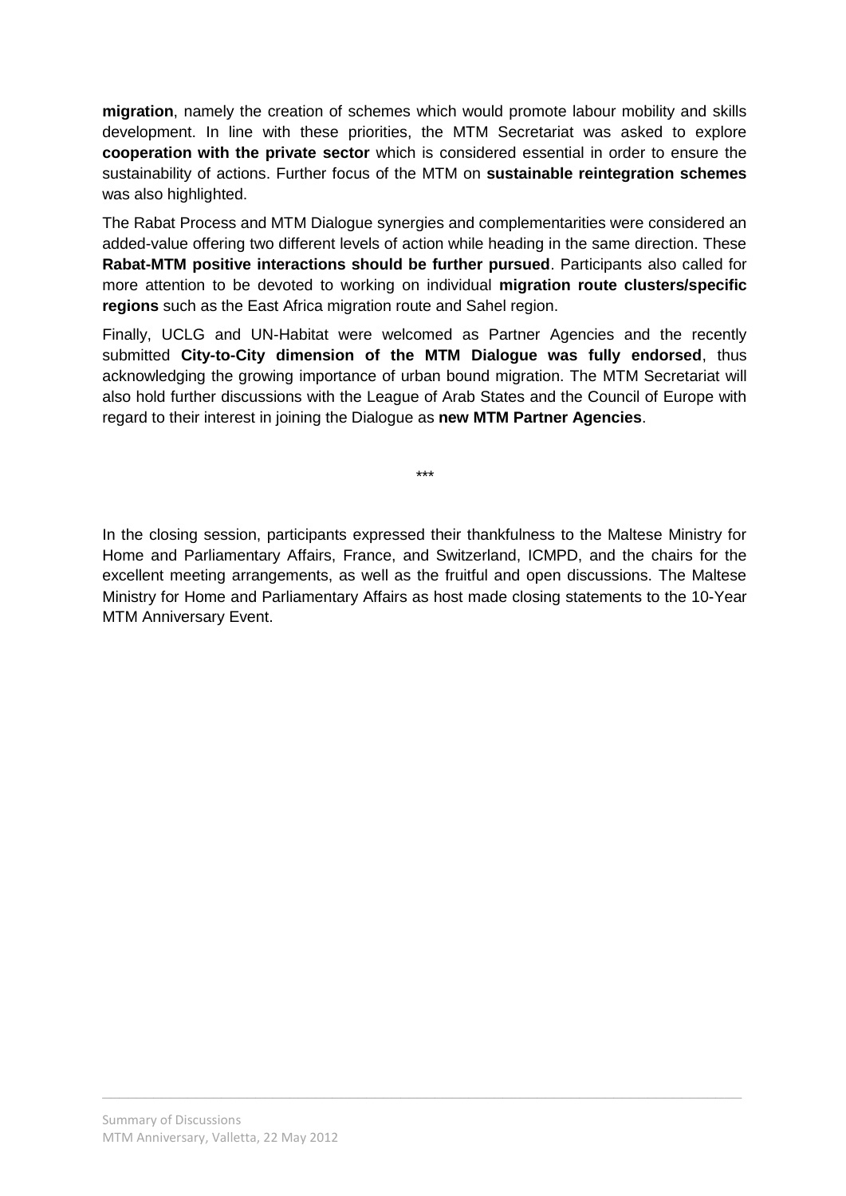**migration**, namely the creation of schemes which would promote labour mobility and skills development. In line with these priorities, the MTM Secretariat was asked to explore **cooperation with the private sector** which is considered essential in order to ensure the sustainability of actions. Further focus of the MTM on **sustainable reintegration schemes** was also highlighted.

The Rabat Process and MTM Dialogue synergies and complementarities were considered an added-value offering two different levels of action while heading in the same direction. These **Rabat-MTM positive interactions should be further pursued**. Participants also called for more attention to be devoted to working on individual **migration route clusters/specific regions** such as the East Africa migration route and Sahel region.

Finally, UCLG and UN-Habitat were welcomed as Partner Agencies and the recently submitted **City-to-City dimension of the MTM Dialogue was fully endorsed**, thus acknowledging the growing importance of urban bound migration. The MTM Secretariat will also hold further discussions with the League of Arab States and the Council of Europe with regard to their interest in joining the Dialogue as **new MTM Partner Agencies**.

***

In the closing session, participants expressed their thankfulness to the Maltese Ministry for Home and Parliamentary Affairs, France, and Switzerland, ICMPD, and the chairs for the excellent meeting arrangements, as well as the fruitful and open discussions. The Maltese Ministry for Home and Parliamentary Affairs as host made closing statements to the 10-Year MTM Anniversary Event.